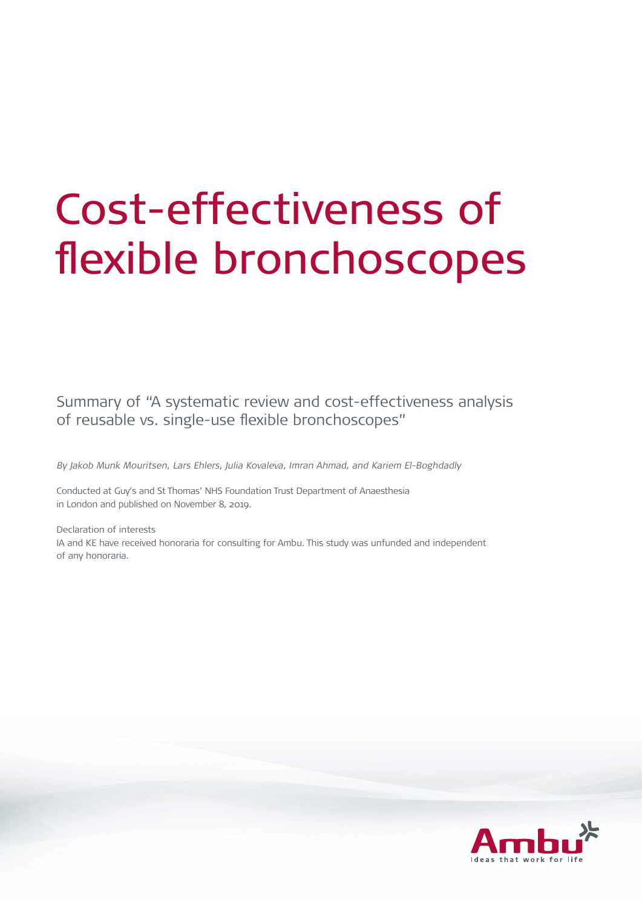# Cost-effectiveness of flexible bronchoscopes

Summary of "A systematic review and cost-effectiveness analysis of reusable vs. single-use flexible bronchoscopes"

*By Jakob Munk Mouritsen, Lars Ehlers, Julia Kovaleva, Imran Ahmad, and Kariem El-Boghdadly*

Conducted at Guy's and St Thomas' NHS Foundation Trust Department of Anaesthesia in London and published on November 8, 2019.

Declaration of interests
IA and KE have received honoraria for consulting for Ambu. This study was unfunded and independent of any honoraria.

Ambu
Ideas that work for life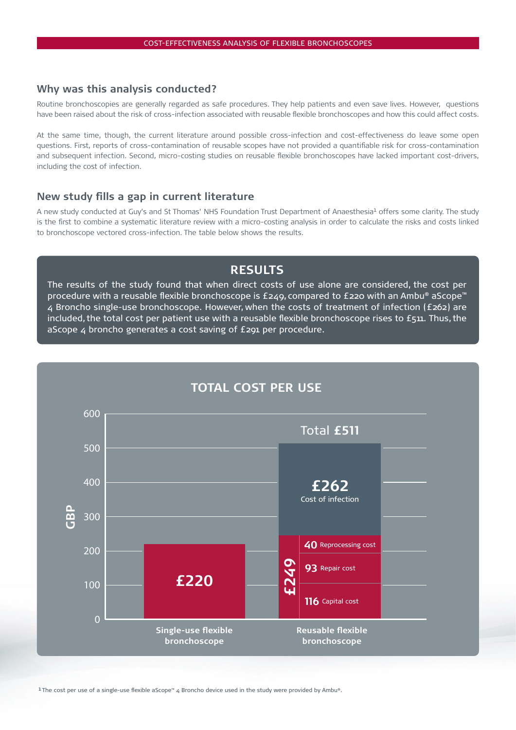## Why was this analysis conducted?

Routine bronchoscopies are generally regarded as safe procedures. They help patients and even save lives. However, questions have been raised about the risk of cross-infection associated with reusable flexible bronchoscopes and how this could affect costs.

At the same time, though, the current literature around possible cross-infection and cost-effectiveness do leave some open questions. First, reports of cross-contamination of reusable scopes have not provided a quantifiable risk for cross-contamination and subsequent infection. Second, micro-costing studies on reusable flexible bronchoscopes have lacked important cost-drivers, including the cost of infection.

## New study fills a gap in current literature

A new study conducted at Guy's and St Thomas' NHS Foundation Trust Department of Anaesthesia[1] offers some clarity. The study is the first to combine a systematic literature review with a micro-costing analysis in order to calculate the risks and costs linked to bronchoscope vectored cross-infection. The table below shows the results.

### RESULTS

The results of the study found that when direct costs of use alone are considered, the cost per procedure with a reusable flexible bronchoscope is £249, compared to £220 with an Ambu® aScope™ 4 Broncho single-use bronchoscope. However, when the costs of treatment of infection (£262) are included, the total cost per patient use with a reusable flexible bronchoscope rises to £511. Thus, the aScope 4 broncho generates a cost saving of £291 per procedure.

### TOTAL COST PER USE

| Cost component (GBP) | Single-use flexible bronchoscope | Reusable flexible bronchoscope |
|---|---|---|
| Direct cost | £220 | £249 |
| Capital cost | | 116 |
| Repair cost | | 93 |
| Reprocessing cost | | 40 |
| Cost of infection | | £262 |
| Total | £220 | Total £511 |

[1] The cost per use of a single-use flexible aScope™ 4 Broncho device used in the study were provided by Ambu®.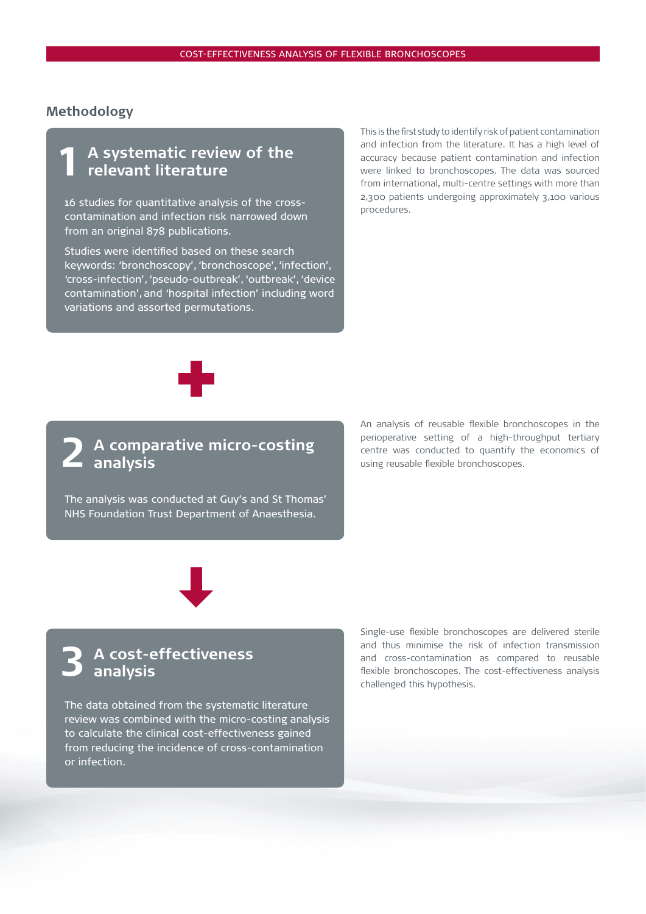## Methodology

### 1 A systematic review of the relevant literature

16 studies for quantitative analysis of the cross-contamination and infection risk narrowed down from an original 878 publications.

Studies were identified based on these search keywords: 'bronchoscopy', 'bronchoscope', 'infection', 'cross-infection', 'pseudo-outbreak', 'outbreak', 'device contamination', and 'hospital infection' including word variations and assorted permutations.

This is the first study to identify risk of patient contamination and infection from the literature. It has a high level of accuracy because patient contamination and infection were linked to bronchoscopes. The data was sourced from international, multi-centre settings with more than 2,300 patients undergoing approximately 3,100 various procedures.

### 2 A comparative micro-costing analysis

The analysis was conducted at Guy's and St Thomas' NHS Foundation Trust Department of Anaesthesia.

An analysis of reusable flexible bronchoscopes in the perioperative setting of a high-throughput tertiary centre was conducted to quantify the economics of using reusable flexible bronchoscopes.

### 3 A cost-effectiveness analysis

The data obtained from the systematic literature review was combined with the micro-costing analysis to calculate the clinical cost-effectiveness gained from reducing the incidence of cross-contamination or infection.

Single-use flexible bronchoscopes are delivered sterile and thus minimise the risk of infection transmission and cross-contamination as compared to reusable flexible bronchoscopes. The cost-effectiveness analysis challenged this hypothesis.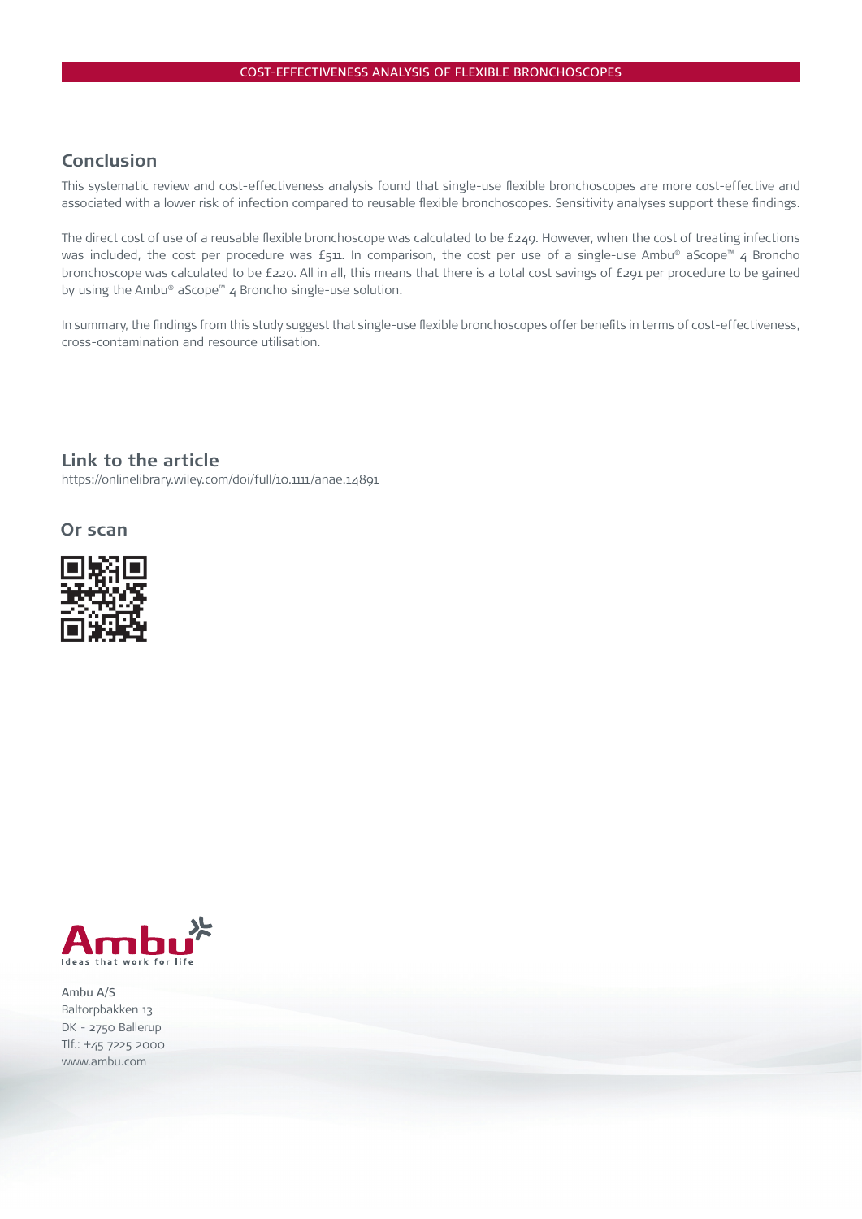## Conclusion

This systematic review and cost-effectiveness analysis found that single-use flexible bronchoscopes are more cost-effective and associated with a lower risk of infection compared to reusable flexible bronchoscopes. Sensitivity analyses support these findings.

The direct cost of use of a reusable flexible bronchoscope was calculated to be £249. However, when the cost of treating infections was included, the cost per procedure was £511. In comparison, the cost per use of a single-use Ambu® aScope™ 4 Broncho bronchoscope was calculated to be £220. All in all, this means that there is a total cost savings of £291 per procedure to be gained by using the Ambu® aScope™ 4 Broncho single-use solution.

In summary, the findings from this study suggest that single-use flexible bronchoscopes offer benefits in terms of cost-effectiveness, cross-contamination and resource utilisation.

## Link to the article

https://onlinelibrary.wiley.com/doi/full/10.1111/anae.14891

## Or scan

Ambu
Ideas that work for life

Ambu A/S
Baltorpbakken 13
DK - 2750 Ballerup
Tlf.: +45 7225 2000
www.ambu.com